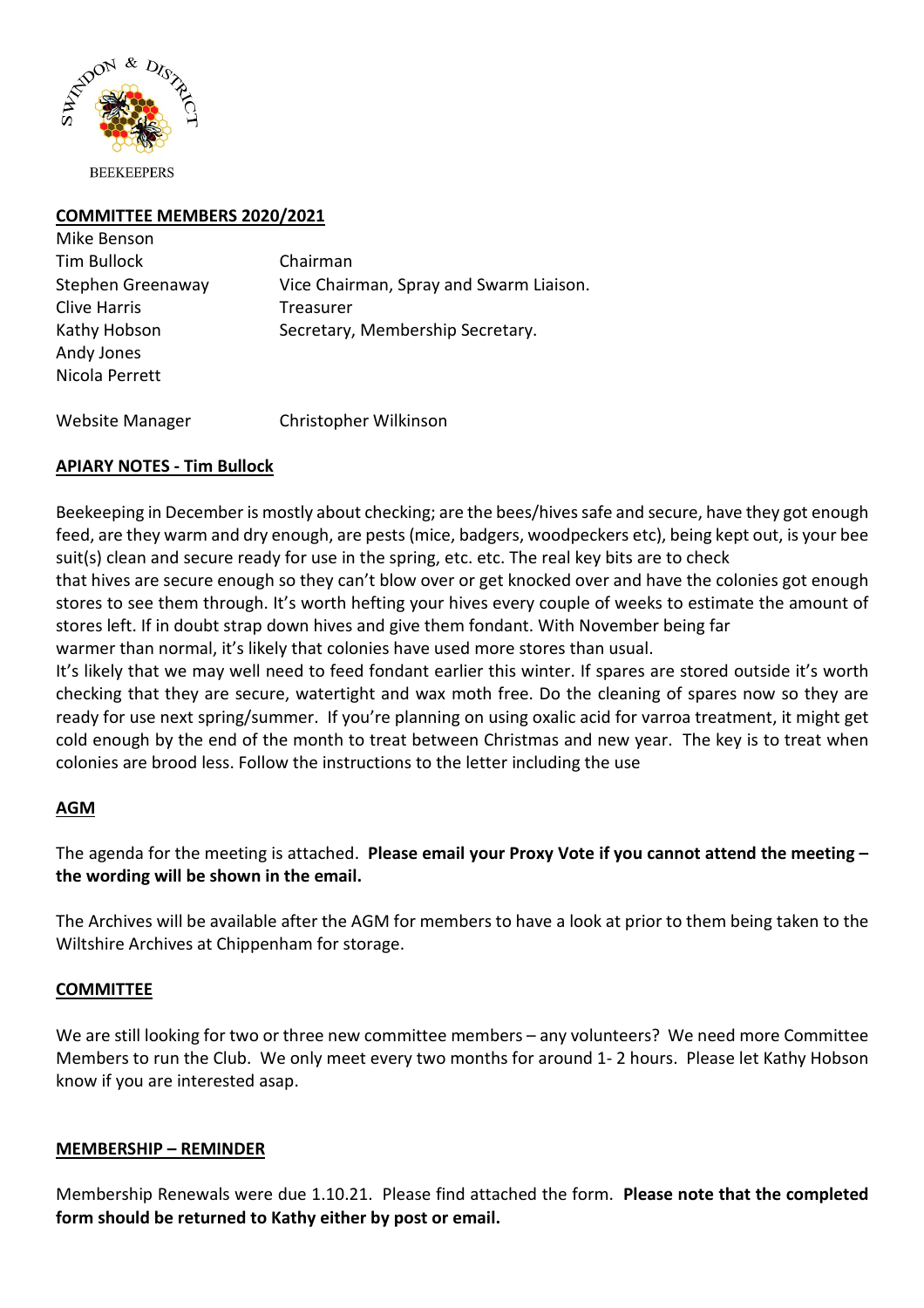SWINDON & DISTRICT

BEEKEEPERS

## COMMITTEE MEMBERS 2020/2021

| | |
|---|---|
| Mike Benson | |
| Tim Bullock | Chairman |
| Stephen Greenaway | Vice Chairman, Spray and Swarm Liaison. |
| Clive Harris | Treasurer |
| Kathy Hobson | Secretary, Membership Secretary. |
| Andy Jones | |
| Nicola Perrett | |
| | |
| Website Manager | Christopher Wilkinson |

## APIARY NOTES - Tim Bullock

Beekeeping in December is mostly about checking; are the bees/hives safe and secure, have they got enough feed, are they warm and dry enough, are pests (mice, badgers, woodpeckers etc), being kept out, is your bee suit(s) clean and secure ready for use in the spring, etc. etc. The real key bits are to check that hives are secure enough so they can't blow over or get knocked over and have the colonies got enough stores to see them through. It's worth hefting your hives every couple of weeks to estimate the amount of stores left. If in doubt strap down hives and give them fondant. With November being far warmer than normal, it's likely that colonies have used more stores than usual.

It's likely that we may well need to feed fondant earlier this winter. If spares are stored outside it's worth checking that they are secure, watertight and wax moth free. Do the cleaning of spares now so they are ready for use next spring/summer. If you're planning on using oxalic acid for varroa treatment, it might get cold enough by the end of the month to treat between Christmas and new year. The key is to treat when colonies are brood less. Follow the instructions to the letter including the use

## AGM

The agenda for the meeting is attached. **Please email your Proxy Vote if you cannot attend the meeting – the wording will be shown in the email.**

The Archives will be available after the AGM for members to have a look at prior to them being taken to the Wiltshire Archives at Chippenham for storage.

## COMMITTEE

We are still looking for two or three new committee members – any volunteers? We need more Committee Members to run the Club. We only meet every two months for around 1- 2 hours. Please let Kathy Hobson know if you are interested asap.

## MEMBERSHIP – REMINDER

Membership Renewals were due 1.10.21. Please find attached the form. **Please note that the completed form should be returned to Kathy either by post or email.**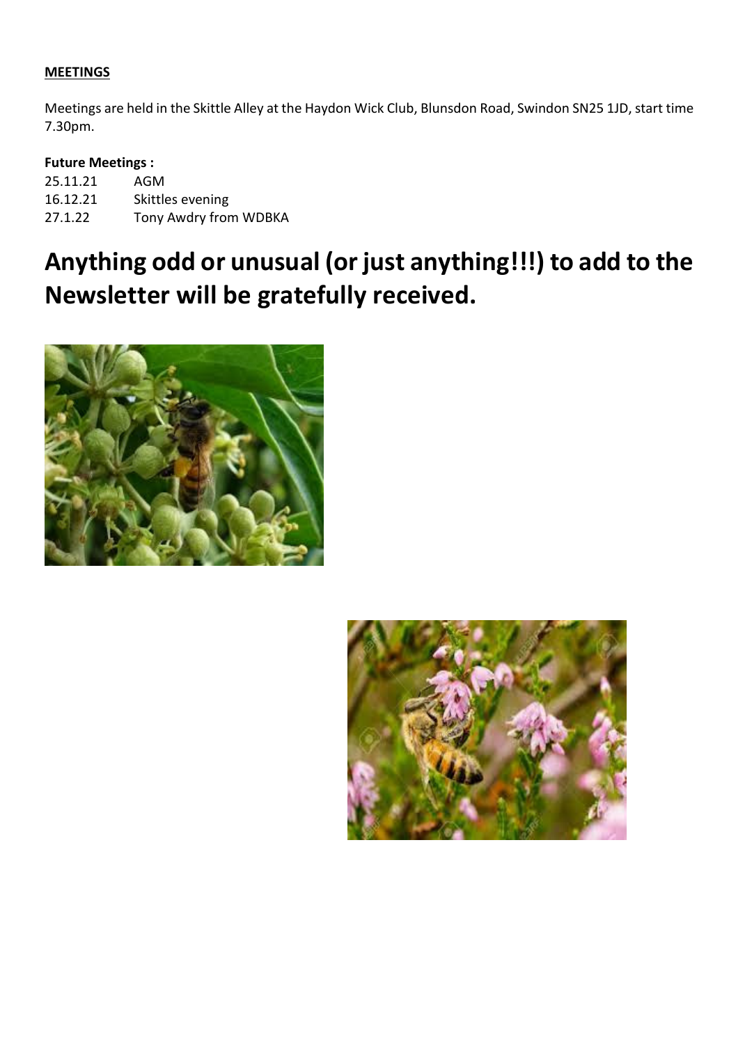## MEETINGS

Meetings are held in the Skittle Alley at the Haydon Wick Club, Blunsdon Road, Swindon SN25 1JD, start time 7.30pm.

**Future Meetings :**

| | |
|---|---|
| 25.11.21 | AGM |
| 16.12.21 | Skittles evening |
| 27.1.22 | Tony Awdry from WDBKA |

# Anything odd or unusual (or just anything!!!) to add to the Newsletter will be gratefully received.